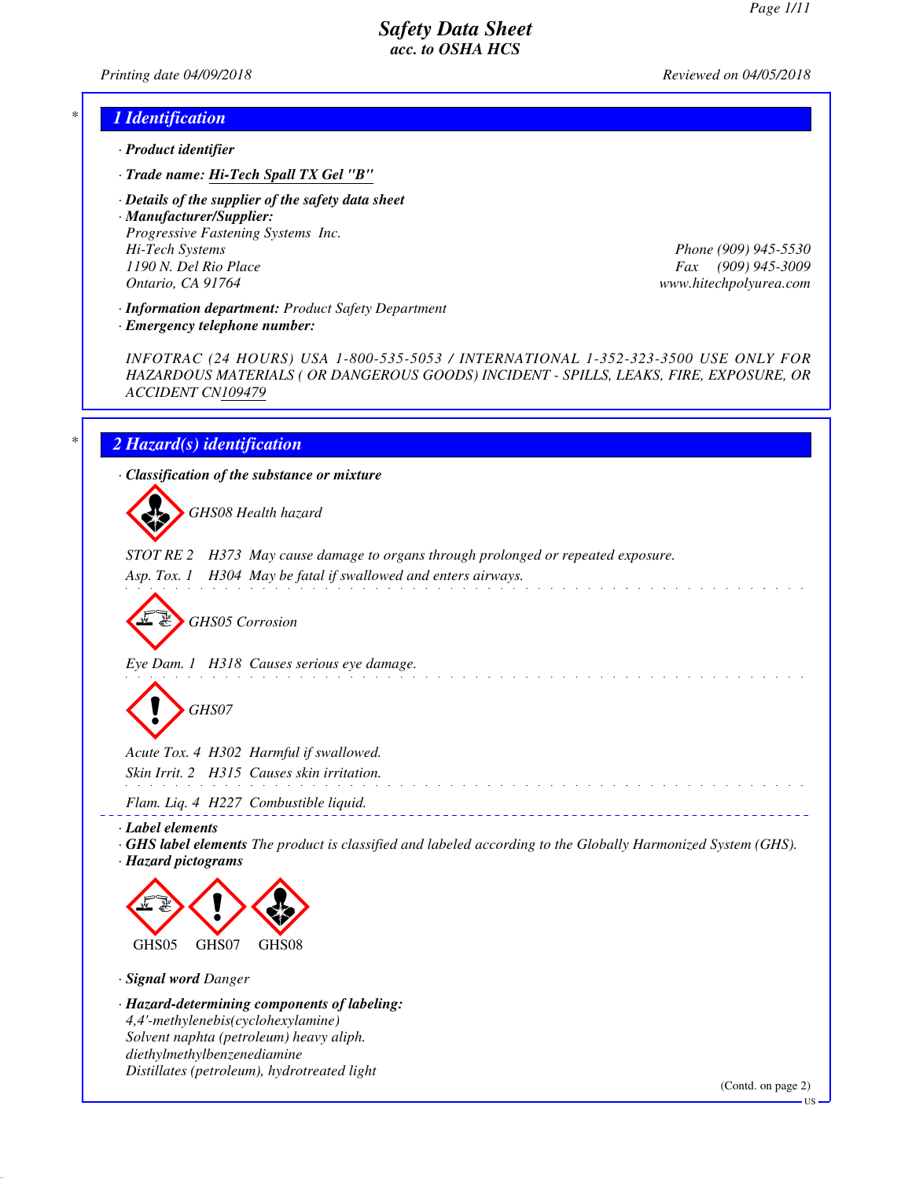# Safety Data Sheet
## acc. to OSHA HCS

Printing date 04/09/2018 Reviewed on 04/05/2018

## 1 Identification

· **Product identifier**

· **Trade name: Hi-Tech Spall TX Gel "B"**

· **Details of the supplier of the safety data sheet**

· **Manufacturer/Supplier:**

Progressive Fastening Systems Inc.
Hi-Tech Systems
1190 N. Del Rio Place
Ontario, CA 91764

Phone (909) 945-5530
Fax (909) 945-3009
www.hitechpolyurea.com

· **Information department:** Product Safety Department

· **Emergency telephone number:**

INFOTRAC (24 HOURS) USA 1-800-535-5053 / INTERNATIONAL 1-352-323-3500 USE ONLY FOR HAZARDOUS MATERIALS ( OR DANGEROUS GOODS) INCIDENT - SPILLS, LEAKS, FIRE, EXPOSURE, OR ACCIDENT CN109479

## 2 Hazard(s) identification

· **Classification of the substance or mixture**

GHS08 Health hazard

STOT RE 2 H373 May cause damage to organs through prolonged or repeated exposure.
Asp. Tox. 1 H304 May be fatal if swallowed and enters airways.

GHS05 Corrosion

Eye Dam. 1 H318 Causes serious eye damage.

GHS07

Acute Tox. 4 H302 Harmful if swallowed.
Skin Irrit. 2 H315 Causes skin irritation.

Flam. Liq. 4 H227 Combustible liquid.

· **Label elements**

· **GHS label elements** The product is classified and labeled according to the Globally Harmonized System (GHS).

· **Hazard pictograms**

GHS05 GHS07 GHS08

· **Signal word** Danger

· **Hazard-determining components of labeling:**

4,4'-methylenebis(cyclohexylamine)
Solvent naphta (petroleum) heavy aliph.
diethylmethylbenzenediamine
Distillates (petroleum), hydrotreated light

(Contd. on page 2)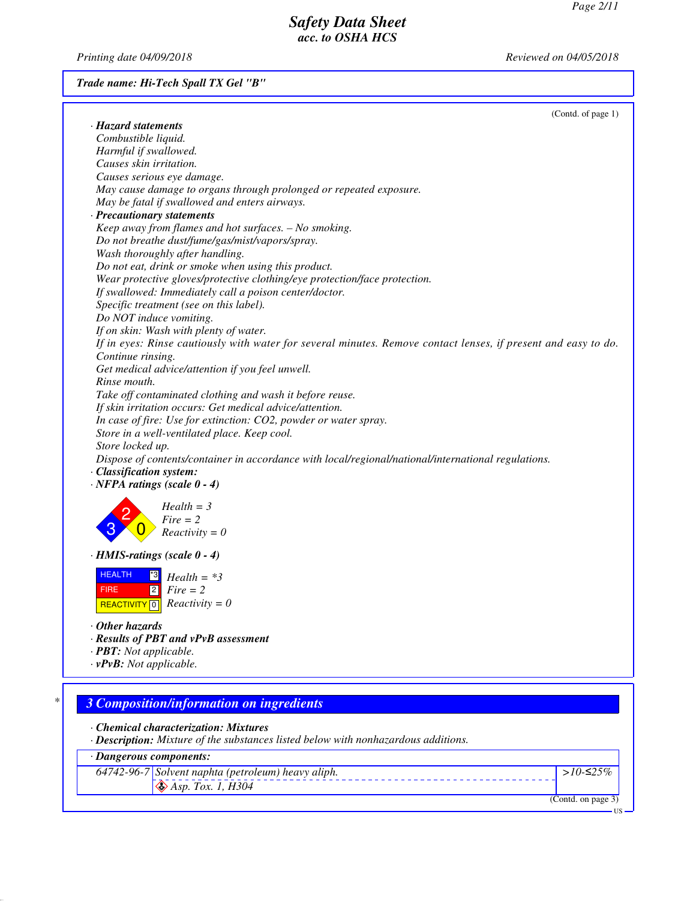Trade name: Hi-Tech Spall TX Gel "B"

(Contd. of page 1)

· **Hazard statements**

Combustible liquid.
Harmful if swallowed.
Causes skin irritation.
Causes serious eye damage.
May cause damage to organs through prolonged or repeated exposure.
May be fatal if swallowed and enters airways.

· **Precautionary statements**

Keep away from flames and hot surfaces. – No smoking.
Do not breathe dust/fume/gas/mist/vapors/spray.
Wash thoroughly after handling.
Do not eat, drink or smoke when using this product.
Wear protective gloves/protective clothing/eye protection/face protection.
If swallowed: Immediately call a poison center/doctor.
Specific treatment (see on this label).
Do NOT induce vomiting.
If on skin: Wash with plenty of water.
If in eyes: Rinse cautiously with water for several minutes. Remove contact lenses, if present and easy to do. Continue rinsing.
Get medical advice/attention if you feel unwell.
Rinse mouth.
Take off contaminated clothing and wash it before reuse.
If skin irritation occurs: Get medical advice/attention.
In case of fire: Use for extinction: $CO_2$, powder or water spray.
Store in a well-ventilated place. Keep cool.
Store locked up.
Dispose of contents/container in accordance with local/regional/national/international regulations.

· **Classification system:**

· **NFPA ratings (scale 0 - 4)**

Health = 3
Fire = 2
Reactivity = 0

· **HMIS-ratings (scale 0 - 4)**

| | | |
|---|---|---|
| HEALTH | *3 | Health = *3 |
| FIRE | 2 | Fire = 2 |
| REACTIVITY | 0 | Reactivity = 0 |

· **Other hazards**

· **Results of PBT and vPvB assessment**

· **PBT:** Not applicable.

· **vPvB:** Not applicable.

## 3 Composition/information on ingredients

· **Chemical characterization: Mixtures**

· **Description:** Mixture of the substances listed below with nonhazardous additions.

| · Dangerous components: | | |
|---|---|---|
| 64742-96-7 | Solvent naphta (petroleum) heavy aliph.<br>Asp. Tox. 1, H304 | >10-≤25% |

(Contd. on page 3)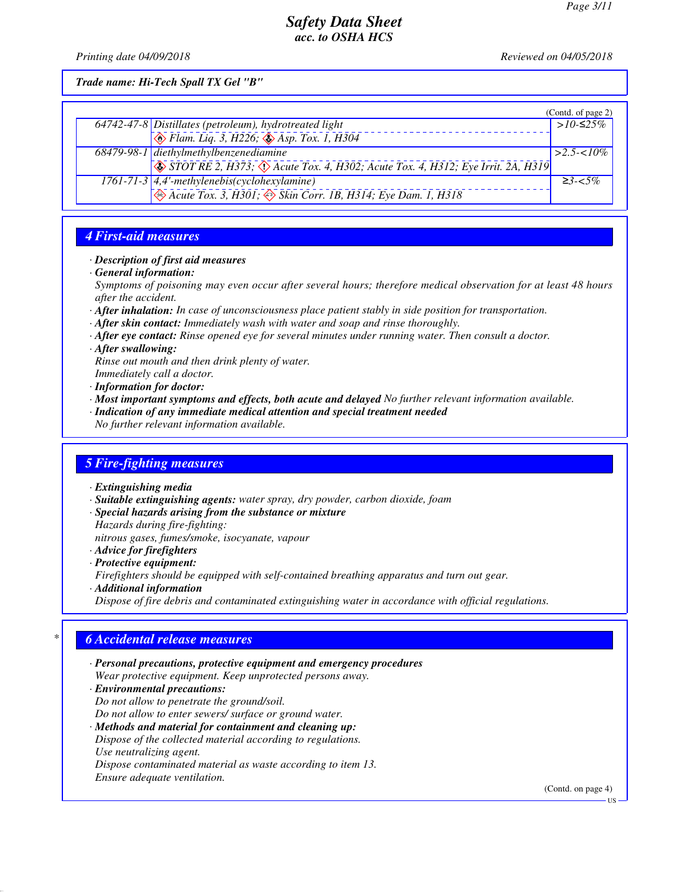**Trade name: Hi-Tech Spall TX Gel "B"**

(Contd. of page 2)

| | | |
|---|---|---|
| 64742-47-8 | Distillates (petroleum), hydrotreated light<br>Flam. Liq. 3, H226; Asp. Tox. 1, H304 | >10-≤25% |
| 68479-98-1 | diethylmethylbenzenediamine<br>STOT RE 2, H373; Acute Tox. 4, H302; Acute Tox. 4, H312; Eye Irrit. 2A, H319 | >2.5-<10% |
| 1761-71-3 | 4,4'-methylenebis(cyclohexylamine)<br>Acute Tox. 3, H301; Skin Corr. 1B, H314; Eye Dam. 1, H318 | ≥3-<5% |

## 4 First-aid measures

· **Description of first aid measures**

· **General information:**
Symptoms of poisoning may even occur after several hours; therefore medical observation for at least 48 hours after the accident.

· **After inhalation:** In case of unconsciousness place patient stably in side position for transportation.

· **After skin contact:** Immediately wash with water and soap and rinse thoroughly.

· **After eye contact:** Rinse opened eye for several minutes under running water. Then consult a doctor.

· **After swallowing:**
Rinse out mouth and then drink plenty of water.
Immediately call a doctor.

· **Information for doctor:**

· **Most important symptoms and effects, both acute and delayed** No further relevant information available.

· **Indication of any immediate medical attention and special treatment needed**
No further relevant information available.

## 5 Fire-fighting measures

· **Extinguishing media**

· **Suitable extinguishing agents:** water spray, dry powder, carbon dioxide, foam

· **Special hazards arising from the substance or mixture**
Hazards during fire-fighting:
nitrous gases, fumes/smoke, isocyanate, vapour

· **Advice for firefighters**

· **Protective equipment:**
Firefighters should be equipped with self-contained breathing apparatus and turn out gear.

· **Additional information**
Dispose of fire debris and contaminated extinguishing water in accordance with official regulations.

## * 6 Accidental release measures

· **Personal precautions, protective equipment and emergency procedures**
Wear protective equipment. Keep unprotected persons away.

· **Environmental precautions:**
Do not allow to penetrate the ground/soil.
Do not allow to enter sewers/ surface or ground water.

· **Methods and material for containment and cleaning up:**
Dispose of the collected material according to regulations.
Use neutralizing agent.
Dispose contaminated material as waste according to item 13.
Ensure adequate ventilation.

(Contd. on page 4)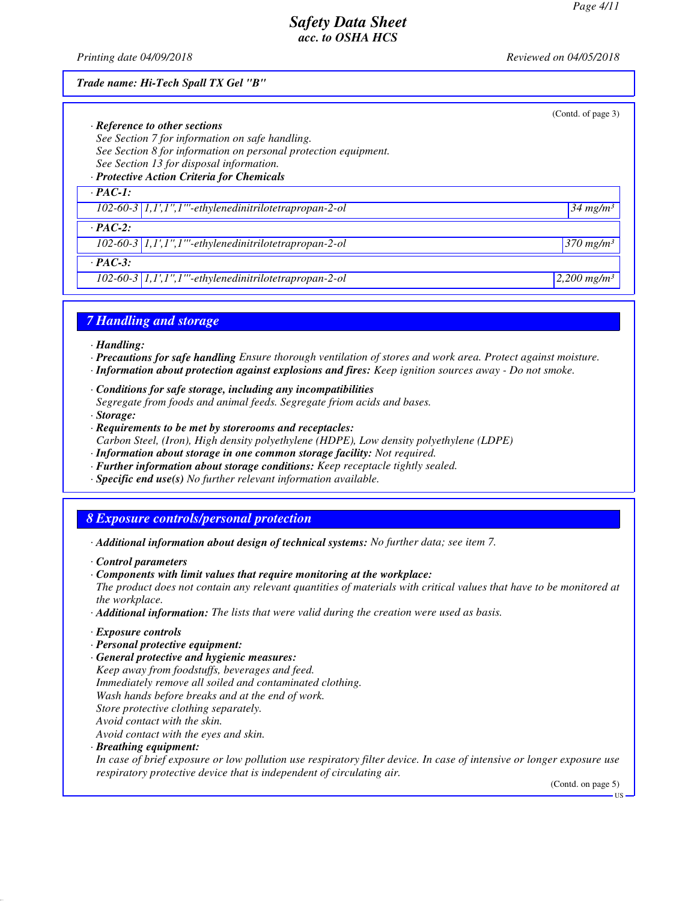*Trade name: Hi-Tech Spall TX Gel "B"*

(Contd. of page 3)

· **Reference to other sections**
See Section 7 for information on safe handling.
See Section 8 for information on personal protection equipment.
See Section 13 for disposal information.

· **Protective Action Criteria for Chemicals**

| · PAC-1: | | |
|---|---|---|
| 102-60-3 | 1,1',1'',1'''-ethylenedinitrilotetrapropan-2-ol | 34 mg/m³ |
| **· PAC-2:** | | |
| 102-60-3 | 1,1',1'',1'''-ethylenedinitrilotetrapropan-2-ol | 370 mg/m³ |
| **· PAC-3:** | | |
| 102-60-3 | 1,1',1'',1'''-ethylenedinitrilotetrapropan-2-ol | 2,200 mg/m³ |

## 7 Handling and storage

· **Handling:**
· **Precautions for safe handling** Ensure thorough ventilation of stores and work area. Protect against moisture.
· **Information about protection against explosions and fires:** Keep ignition sources away - Do not smoke.

· **Conditions for safe storage, including any incompatibilities**
Segregate from foods and animal feeds. Segregate friom acids and bases.
· **Storage:**
· **Requirements to be met by storerooms and receptacles:**
Carbon Steel, (Iron), High density polyethylene (HDPE), Low density polyethylene (LDPE)
· **Information about storage in one common storage facility:** Not required.
· **Further information about storage conditions:** Keep receptacle tightly sealed.
· **Specific end use(s)** No further relevant information available.

## 8 Exposure controls/personal protection

· **Additional information about design of technical systems:** No further data; see item 7.

· **Control parameters**
· **Components with limit values that require monitoring at the workplace:**
The product does not contain any relevant quantities of materials with critical values that have to be monitored at the workplace.
· **Additional information:** The lists that were valid during the creation were used as basis.

· **Exposure controls**
· **Personal protective equipment:**
· **General protective and hygienic measures:**
Keep away from foodstuffs, beverages and feed.
Immediately remove all soiled and contaminated clothing.
Wash hands before breaks and at the end of work.
Store protective clothing separately.
Avoid contact with the skin.
Avoid contact with the eyes and skin.
· **Breathing equipment:**
In case of brief exposure or low pollution use respiratory filter device. In case of intensive or longer exposure use respiratory protective device that is independent of circulating air.

(Contd. on page 5)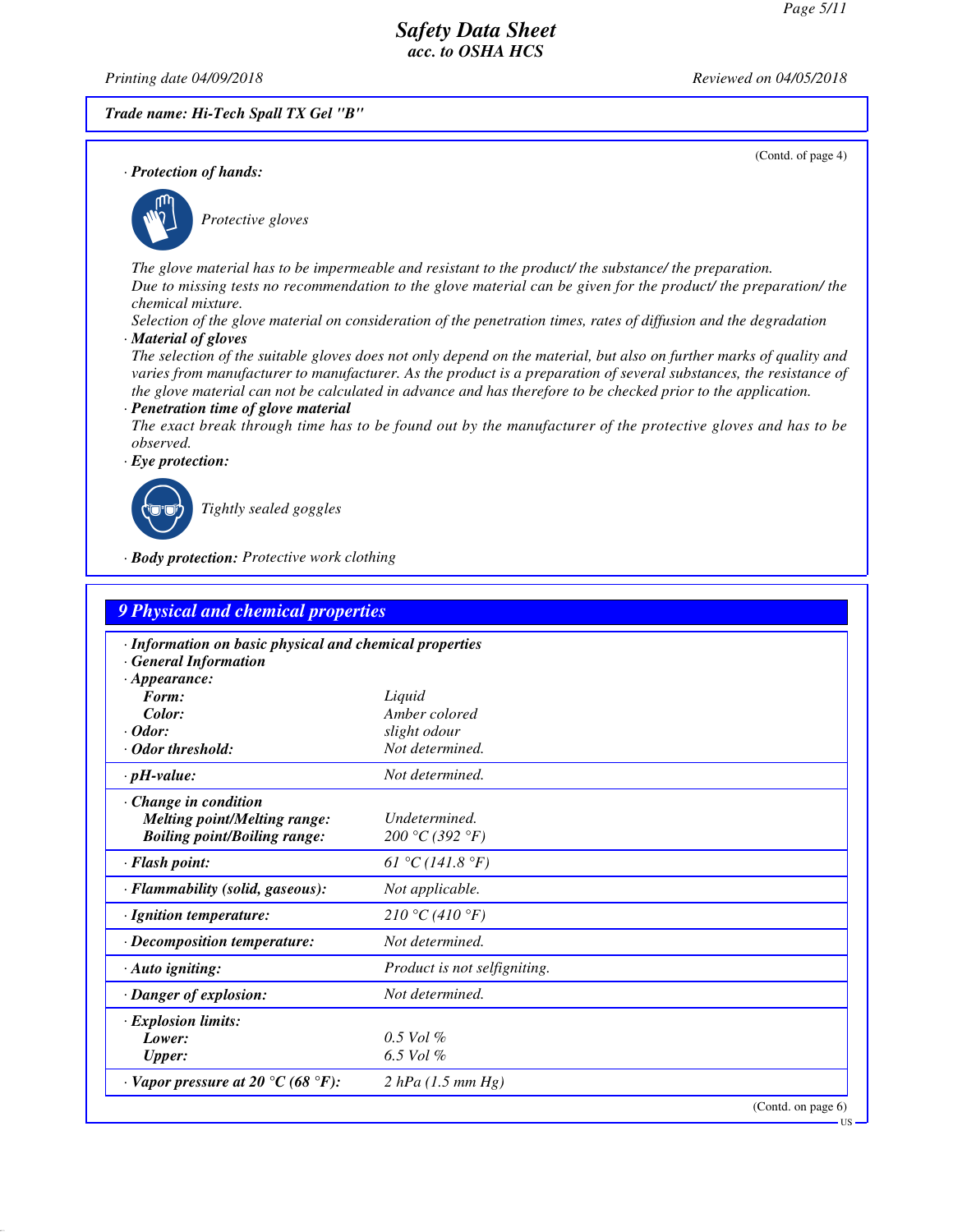Trade name: Hi-Tech Spall TX Gel "B"

(Contd. of page 4)

· **Protection of hands:**

Protective gloves

The glove material has to be impermeable and resistant to the product/ the substance/ the preparation.
Due to missing tests no recommendation to the glove material can be given for the product/ the preparation/ the chemical mixture.
Selection of the glove material on consideration of the penetration times, rates of diffusion and the degradation

· **Material of gloves**

The selection of the suitable gloves does not only depend on the material, but also on further marks of quality and varies from manufacturer to manufacturer. As the product is a preparation of several substances, the resistance of the glove material can not be calculated in advance and has therefore to be checked prior to the application.

· **Penetration time of glove material**

The exact break through time has to be found out by the manufacturer of the protective gloves and has to be observed.

· **Eye protection:**

Tightly sealed goggles

· **Body protection:** Protective work clothing

## 9 Physical and chemical properties

· **Information on basic physical and chemical properties**
· **General Information**

| · **Appearance:** | |
|---|---|
| **Form:** | Liquid |
| **Color:** | Amber colored |
| · **Odor:** | slight odour |
| · **Odor threshold:** | Not determined. |
| · **pH-value:** | Not determined. |
| · **Change in condition** | |
| **Melting point/Melting range:** | Undetermined. |
| **Boiling point/Boiling range:** | 200 °C (392 °F) |
| · **Flash point:** | 61 °C (141.8 °F) |
| · **Flammability (solid, gaseous):** | Not applicable. |
| · **Ignition temperature:** | 210 °C (410 °F) |
| · **Decomposition temperature:** | Not determined. |
| · **Auto igniting:** | Product is not selfigniting. |
| · **Danger of explosion:** | Not determined. |
| · **Explosion limits:** | |
| **Lower:** | 0.5 Vol % |
| **Upper:** | 6.5 Vol % |
| · **Vapor pressure at 20 °C (68 °F):** | 2 hPa (1.5 mm Hg) |

(Contd. on page 6)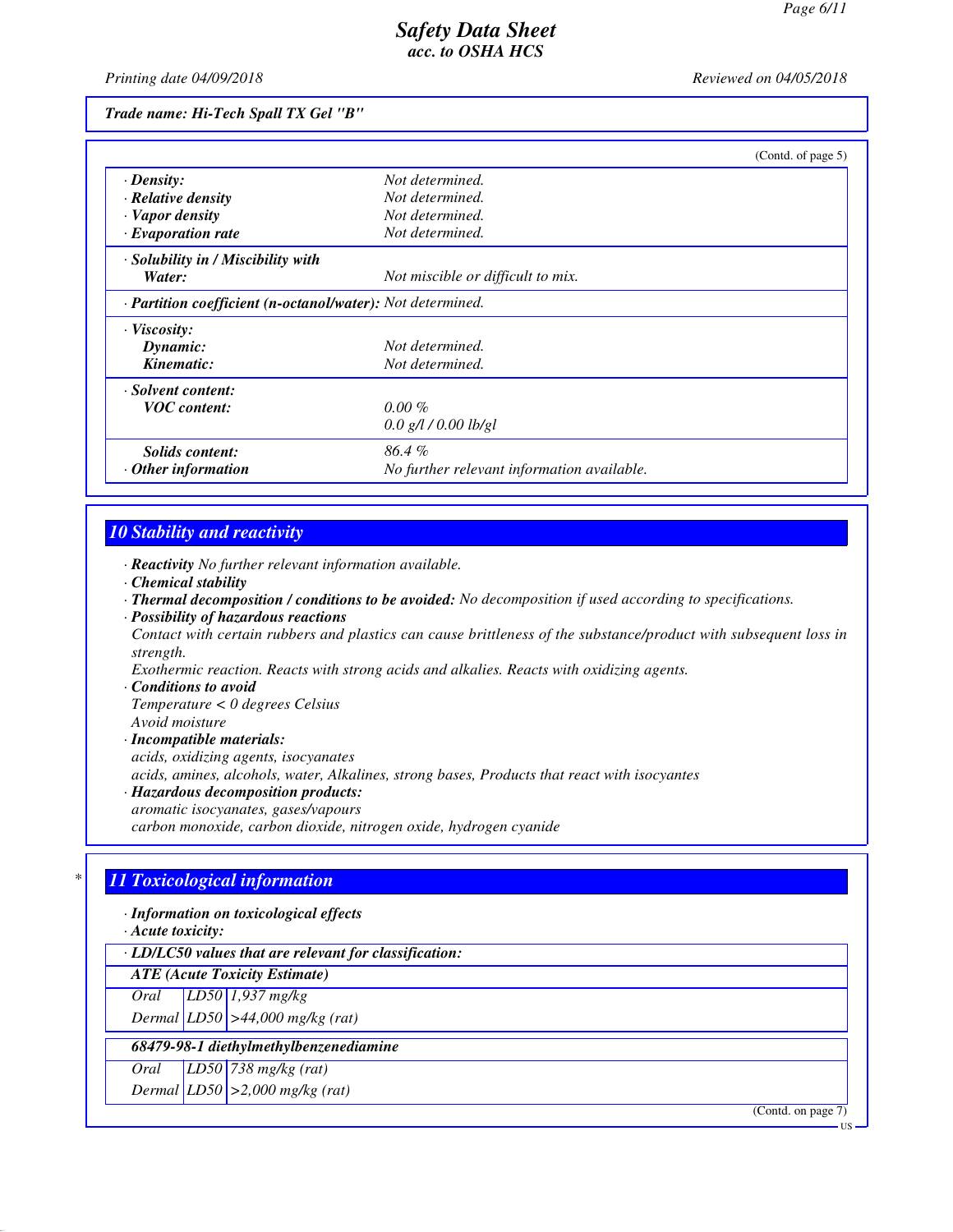**Trade name: Hi-Tech Spall TX Gel "B"**

(Contd. of page 5)

| | |
|---|---|
| · **Density:** | Not determined. |
| · **Relative density** | Not determined. |
| · **Vapor density** | Not determined. |
| · **Evaporation rate** | Not determined. |
| · **Solubility in / Miscibility with** | |
| **Water:** | Not miscible or difficult to mix. |
| · **Partition coefficient (n-octanol/water):** | Not determined. |
| · **Viscosity:** | |
| **Dynamic:** | Not determined. |
| **Kinematic:** | Not determined. |
| · **Solvent content:** | |
| **VOC content:** | 0.00 % |
| | 0.0 g/l / 0.00 lb/gl |
| **Solids content:** | 86.4 % |
| · **Other information** | No further relevant information available. |

## 10 Stability and reactivity

· **Reactivity** No further relevant information available.

· **Chemical stability**

· **Thermal decomposition / conditions to be avoided:** No decomposition if used according to specifications.

· **Possibility of hazardous reactions**

Contact with certain rubbers and plastics can cause brittleness of the substance/product with subsequent loss in strength.

Exothermic reaction. Reacts with strong acids and alkalies. Reacts with oxidizing agents.

· **Conditions to avoid**

Temperature < 0 degrees Celsius

Avoid moisture

· **Incompatible materials:**

acids, oxidizing agents, isocyanates

acids, amines, alcohols, water, Alkalines, strong bases, Products that react with isocyantes

· **Hazardous decomposition products:**

aromatic isocyanates, gases/vapours

carbon monoxide, carbon dioxide, nitrogen oxide, hydrogen cyanide

## * 11 Toxicological information

· **Information on toxicological effects**

· **Acute toxicity:**

| · **LD/LC50 values that are relevant for classification:** | | |
|---|---|---|
| **ATE (Acute Toxicity Estimate)** | | |
| Oral | LD50 | 1,937 mg/kg |
| Dermal | LD50 | >44,000 mg/kg (rat) |
| **68479-98-1 diethylmethylbenzenediamine** | | |
| Oral | LD50 | 738 mg/kg (rat) |
| Dermal | LD50 | >2,000 mg/kg (rat) |

(Contd. on page 7)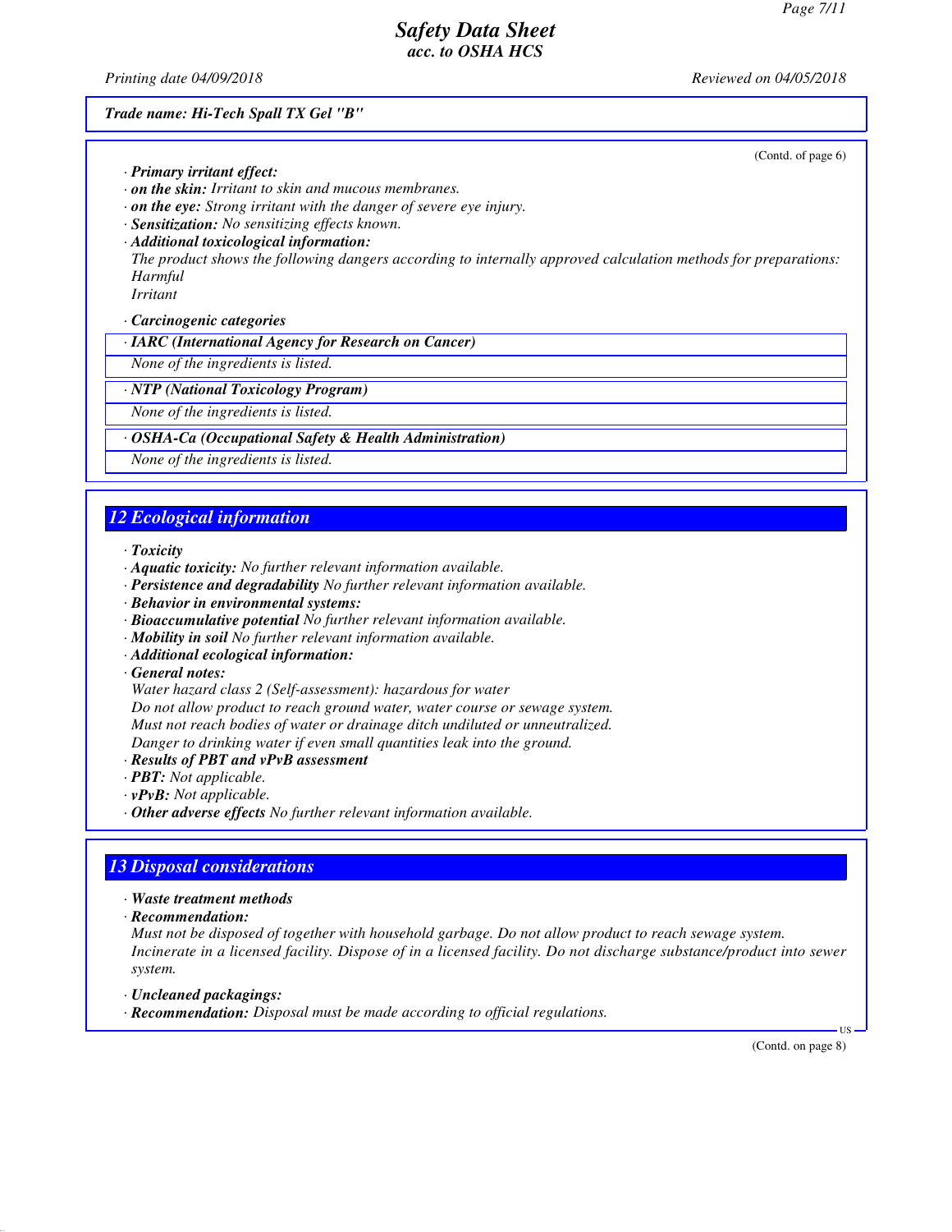Trade name: Hi-Tech Spall TX Gel "B"

(Contd. of page 6)

· **Primary irritant effect:**
· **on the skin:** Irritant to skin and mucous membranes.
· **on the eye:** Strong irritant with the danger of severe eye injury.
· **Sensitization:** No sensitizing effects known.
· **Additional toxicological information:**
The product shows the following dangers according to internally approved calculation methods for preparations:
Harmful
Irritant

· **Carcinogenic categories**

· **IARC (International Agency for Research on Cancer)**
None of the ingredients is listed.

· **NTP (National Toxicology Program)**
None of the ingredients is listed.

· **OSHA-Ca (Occupational Safety & Health Administration)**
None of the ingredients is listed.

## 12 Ecological information

· **Toxicity**
· **Aquatic toxicity:** No further relevant information available.
· **Persistence and degradability** No further relevant information available.
· **Behavior in environmental systems:**
· **Bioaccumulative potential** No further relevant information available.
· **Mobility in soil** No further relevant information available.
· **Additional ecological information:**
· **General notes:**
Water hazard class 2 (Self-assessment): hazardous for water
Do not allow product to reach ground water, water course or sewage system.
Must not reach bodies of water or drainage ditch undiluted or unneutralized.
Danger to drinking water if even small quantities leak into the ground.
· **Results of PBT and vPvB assessment**
· **PBT:** Not applicable.
· **vPvB:** Not applicable.
· **Other adverse effects** No further relevant information available.

## 13 Disposal considerations

· **Waste treatment methods**
· **Recommendation:**
Must not be disposed of together with household garbage. Do not allow product to reach sewage system.
Incinerate in a licensed facility. Dispose of in a licensed facility. Do not discharge substance/product into sewer system.

· **Uncleaned packagings:**
· **Recommendation:** Disposal must be made according to official regulations.

(Contd. on page 8)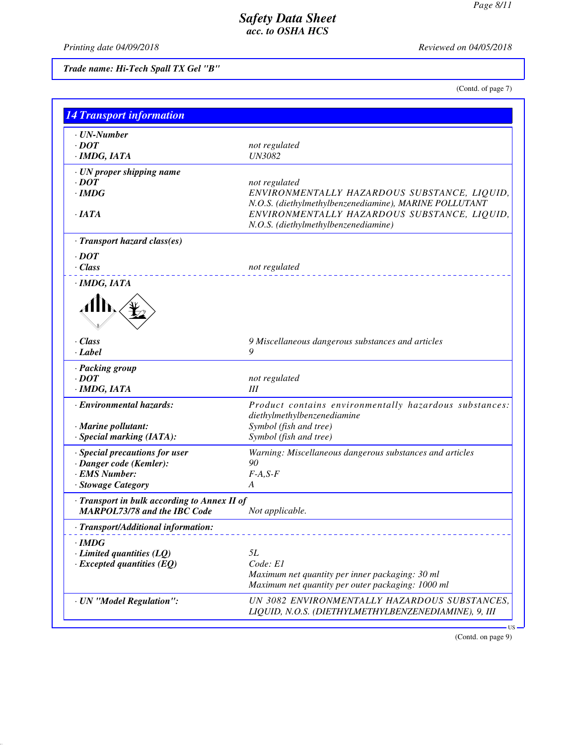# Safety Data Sheet
## acc. to OSHA HCS

Printing date 04/09/2018 | Reviewed on 04/05/2018

**Trade name: Hi-Tech Spall TX Gel "B"**

(Contd. of page 7)

## 14 Transport information

| | |
|---|---|
| **· UN-Number** | |
| **· DOT** | not regulated |
| **· IMDG, IATA** | UN3082 |
| **· UN proper shipping name** | |
| **· DOT** | not regulated |
| **· IMDG** | ENVIRONMENTALLY HAZARDOUS SUBSTANCE, LIQUID, N.O.S. (diethylmethylbenzenediamine), MARINE POLLUTANT |
| **· IATA** | ENVIRONMENTALLY HAZARDOUS SUBSTANCE, LIQUID, N.O.S. (diethylmethylbenzenediamine) |
| **· Transport hazard class(es)** | |
| **· DOT** | |
| **· Class** | not regulated |
| **· IMDG, IATA** | |
| **· Class** | 9 Miscellaneous dangerous substances and articles |
| **· Label** | 9 |
| **· Packing group** | |
| **· DOT** | not regulated |
| **· IMDG, IATA** | III |
| **· Environmental hazards:** | Product contains environmentally hazardous substances: diethylmethylbenzenediamine |
| **· Marine pollutant:** | Symbol (fish and tree) |
| **· Special marking (IATA):** | Symbol (fish and tree) |
| **· Special precautions for user** | Warning: Miscellaneous dangerous substances and articles |
| **· Danger code (Kemler):** | 90 |
| **· EMS Number:** | F-A,S-F |
| **· Stowage Category** | A |
| **· Transport in bulk according to Annex II of MARPOL73/78 and the IBC Code** | Not applicable. |
| **· Transport/Additional information:** | |
| **· IMDG** | |
| **· Limited quantities (LQ)** | 5L |
| **· Excepted quantities (EQ)** | Code: E1<br>Maximum net quantity per inner packaging: 30 ml<br>Maximum net quantity per outer packaging: 1000 ml |
| **· UN "Model Regulation":** | UN 3082 ENVIRONMENTALLY HAZARDOUS SUBSTANCES, LIQUID, N.O.S. (DIETHYLMETHYLBENZENEDIAMINE), 9, III |

(Contd. on page 9)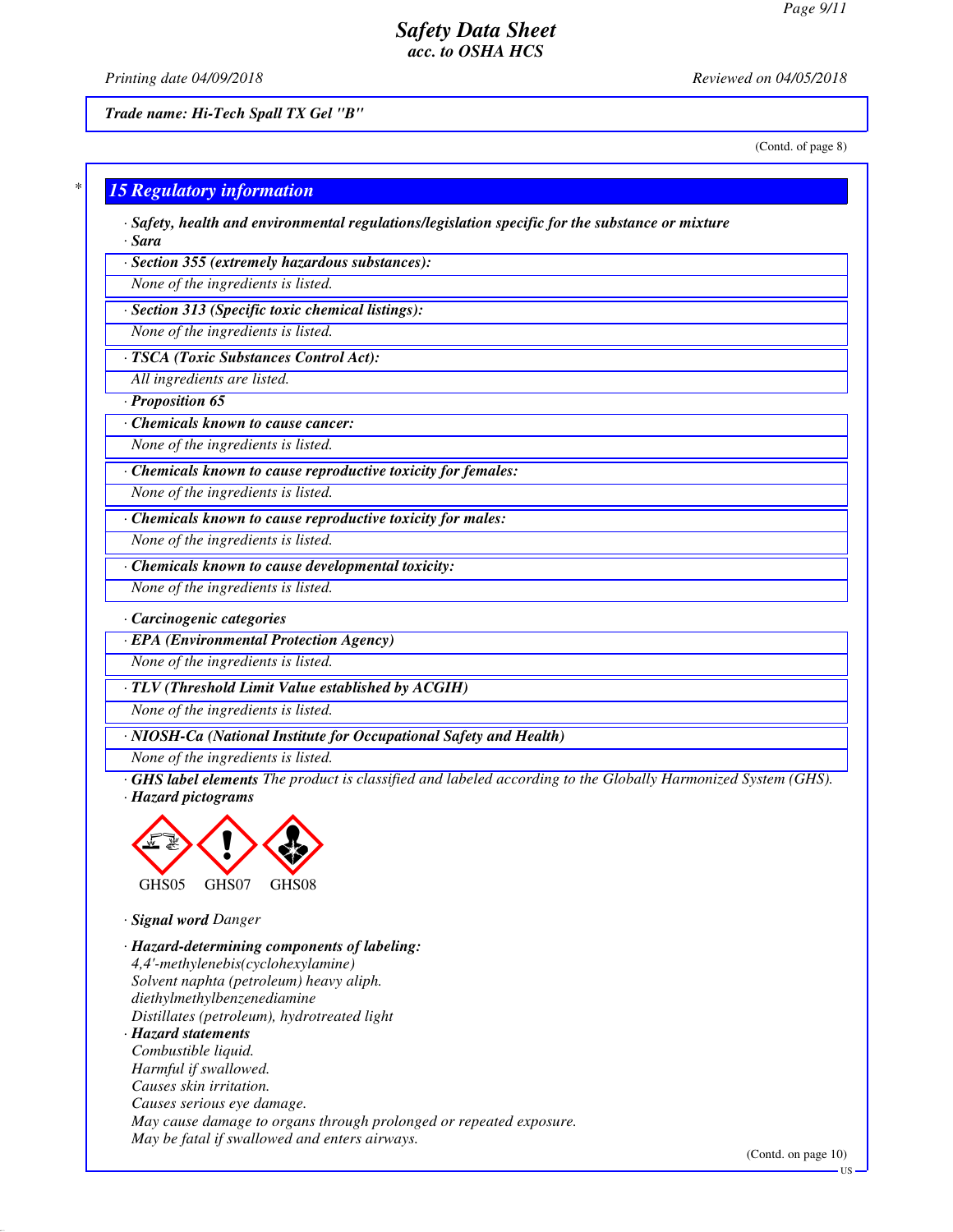Trade name: Hi-Tech Spall TX Gel "B"

(Contd. of page 8)

## 15 Regulatory information

· **Safety, health and environmental regulations/legislation specific for the substance or mixture**

· **Sara**

· **Section 355 (extremely hazardous substances):**

None of the ingredients is listed.

· **Section 313 (Specific toxic chemical listings):**

None of the ingredients is listed.

· **TSCA (Toxic Substances Control Act):**

All ingredients are listed.

· **Proposition 65**

· **Chemicals known to cause cancer:**

None of the ingredients is listed.

· **Chemicals known to cause reproductive toxicity for females:**

None of the ingredients is listed.

· **Chemicals known to cause reproductive toxicity for males:**

None of the ingredients is listed.

· **Chemicals known to cause developmental toxicity:**

None of the ingredients is listed.

· **Carcinogenic categories**

· **EPA (Environmental Protection Agency)**

None of the ingredients is listed.

· **TLV (Threshold Limit Value established by ACGIH)**

None of the ingredients is listed.

· **NIOSH-Ca (National Institute for Occupational Safety and Health)**

None of the ingredients is listed.

· **GHS label elements** The product is classified and labeled according to the Globally Harmonized System (GHS).

· **Hazard pictograms**

GHS05 GHS07 GHS08

· **Signal word** Danger

· **Hazard-determining components of labeling:**

4,4'-methylenebis(cyclohexylamine)
Solvent naphta (petroleum) heavy aliph.
diethylmethylbenzenediamine
Distillates (petroleum), hydrotreated light

· **Hazard statements**

Combustible liquid.
Harmful if swallowed.
Causes skin irritation.
Causes serious eye damage.
May cause damage to organs through prolonged or repeated exposure.
May be fatal if swallowed and enters airways.

(Contd. on page 10)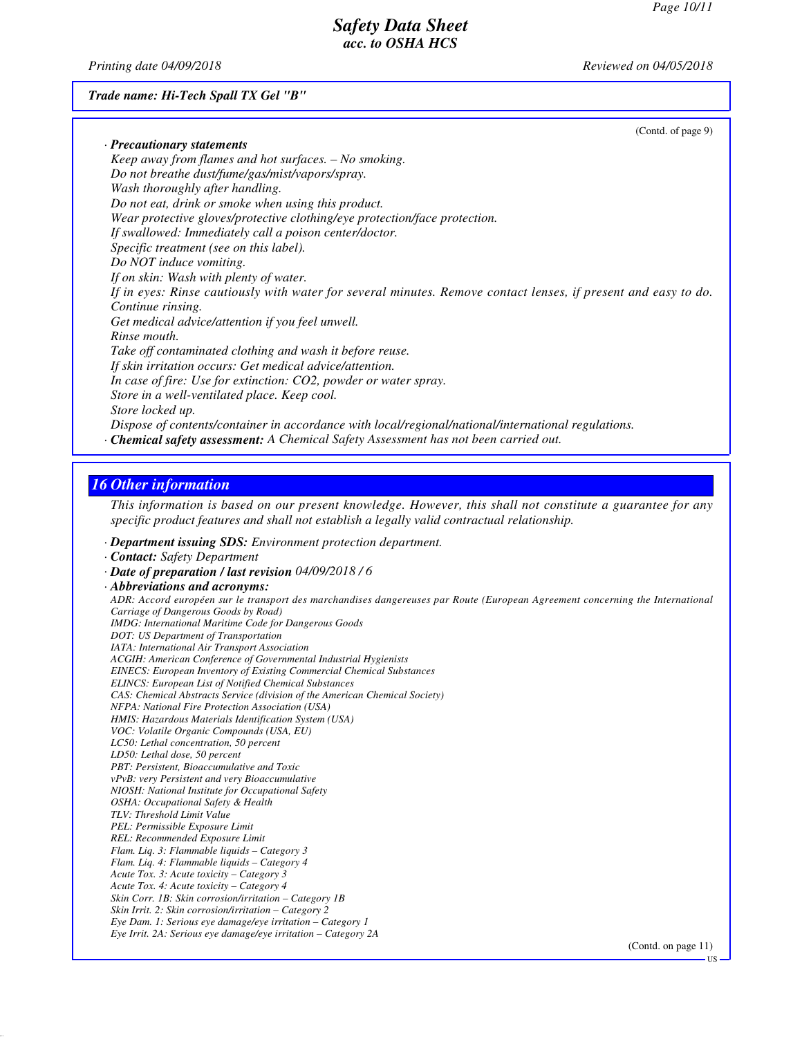*Trade name: Hi-Tech Spall TX Gel "B"*

(Contd. of page 9)

· **Precautionary statements**

Keep away from flames and hot surfaces. – No smoking.
Do not breathe dust/fume/gas/mist/vapors/spray.
Wash thoroughly after handling.
Do not eat, drink or smoke when using this product.
Wear protective gloves/protective clothing/eye protection/face protection.
If swallowed: Immediately call a poison center/doctor.
Specific treatment (see on this label).
Do NOT induce vomiting.
If on skin: Wash with plenty of water.
If in eyes: Rinse cautiously with water for several minutes. Remove contact lenses, if present and easy to do. Continue rinsing.
Get medical advice/attention if you feel unwell.
Rinse mouth.
Take off contaminated clothing and wash it before reuse.
If skin irritation occurs: Get medical advice/attention.
In case of fire: Use for extinction: $CO_2$, powder or water spray.
Store in a well-ventilated place. Keep cool.
Store locked up.
Dispose of contents/container in accordance with local/regional/national/international regulations.

· **Chemical safety assessment:** A Chemical Safety Assessment has not been carried out.

## 16 Other information

This information is based on our present knowledge. However, this shall not constitute a guarantee for any specific product features and shall not establish a legally valid contractual relationship.

· **Department issuing SDS:** Environment protection department.
· **Contact:** Safety Department
· **Date of preparation / last revision** 04/09/2018 / 6
· **Abbreviations and acronyms:**

ADR: Accord européen sur le transport des marchandises dangereuses par Route (European Agreement concerning the International Carriage of Dangerous Goods by Road)
IMDG: International Maritime Code for Dangerous Goods
DOT: US Department of Transportation
IATA: International Air Transport Association
ACGIH: American Conference of Governmental Industrial Hygienists
EINECS: European Inventory of Existing Commercial Chemical Substances
ELINCS: European List of Notified Chemical Substances
CAS: Chemical Abstracts Service (division of the American Chemical Society)
NFPA: National Fire Protection Association (USA)
HMIS: Hazardous Materials Identification System (USA)
VOC: Volatile Organic Compounds (USA, EU)
LC50: Lethal concentration, 50 percent
LD50: Lethal dose, 50 percent
PBT: Persistent, Bioaccumulative and Toxic
vPvB: very Persistent and very Bioaccumulative
NIOSH: National Institute for Occupational Safety
OSHA: Occupational Safety & Health
TLV: Threshold Limit Value
PEL: Permissible Exposure Limit
REL: Recommended Exposure Limit
Flam. Liq. 3: Flammable liquids – Category 3
Flam. Liq. 4: Flammable liquids – Category 4
Acute Tox. 3: Acute toxicity – Category 3
Acute Tox. 4: Acute toxicity – Category 4
Skin Corr. 1B: Skin corrosion/irritation – Category 1B
Skin Irrit. 2: Skin corrosion/irritation – Category 2
Eye Dam. 1: Serious eye damage/eye irritation – Category 1
Eye Irrit. 2A: Serious eye damage/eye irritation – Category 2A

(Contd. on page 11)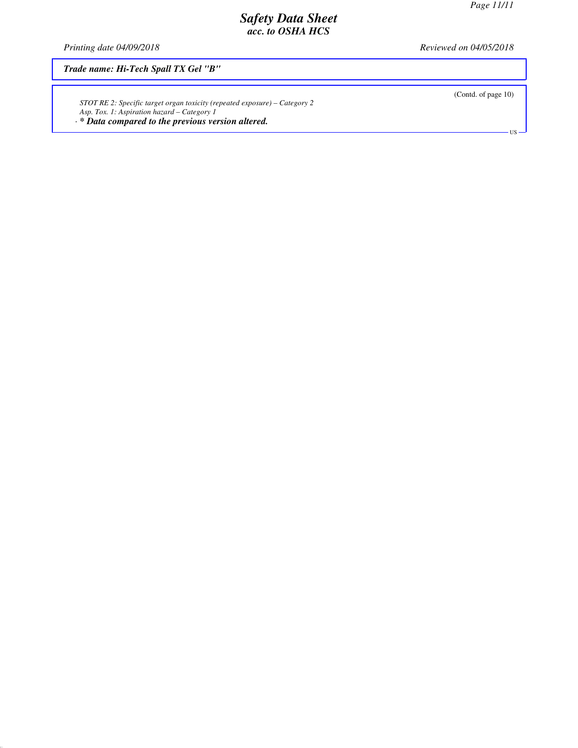STOT RE 2: Specific target organ toxicity (repeated exposure) – Category 2
Asp. Tox. 1: Aspiration hazard – Category 1

· ***** **Data compared to the previous version altered.**